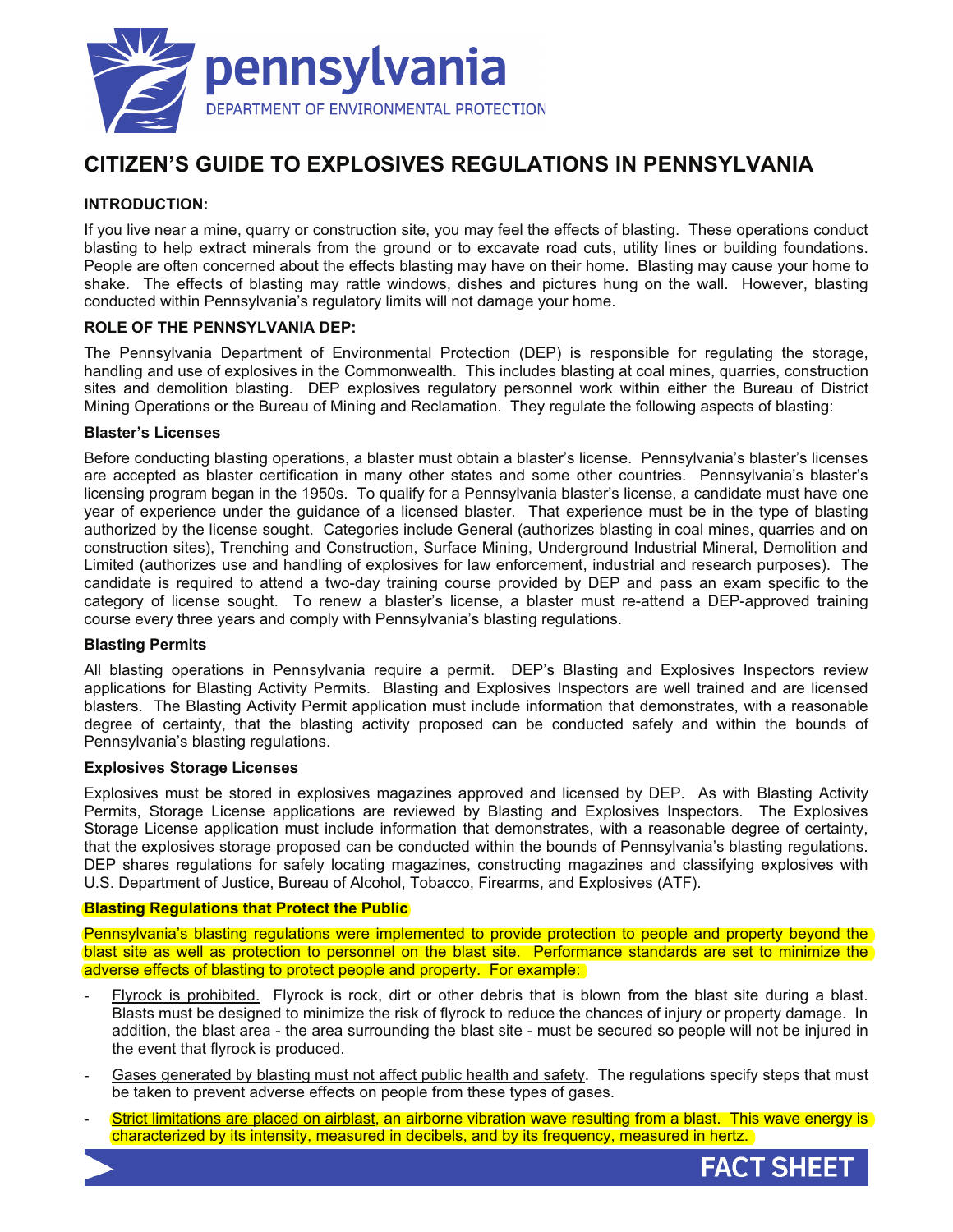# CITIZEN'S GUIDE TO EXPLOSIVES REGULATIONS IN PENNSYLVANIA

## INTRODUCTION:

If you live near a mine, quarry or construction site, you may feel the effects of blasting. These operations conduct blasting to help extract minerals from the ground or to excavate road cuts, utility lines or building foundations. People are often concerned about the effects blasting may have on their home. Blasting may cause your home to shake. The effects of blasting may rattle windows, dishes and pictures hung on the wall. However, blasting conducted within Pennsylvania's regulatory limits will not damage your home.

## ROLE OF THE PENNSYLVANIA DEP:

The Pennsylvania Department of Environmental Protection (DEP) is responsible for regulating the storage, handling and use of explosives in the Commonwealth. This includes blasting at coal mines, quarries, construction sites and demolition blasting. DEP explosives regulatory personnel work within either the Bureau of District Mining Operations or the Bureau of Mining and Reclamation. They regulate the following aspects of blasting:

### Blaster's Licenses

Before conducting blasting operations, a blaster must obtain a blaster's license. Pennsylvania's blaster's licenses are accepted as blaster certification in many other states and some other countries. Pennsylvania's blaster's licensing program began in the 1950s. To qualify for a Pennsylvania blaster's license, a candidate must have one year of experience under the guidance of a licensed blaster. That experience must be in the type of blasting authorized by the license sought. Categories include General (authorizes blasting in coal mines, quarries and on construction sites), Trenching and Construction, Surface Mining, Underground Industrial Mineral, Demolition and Limited (authorizes use and handling of explosives for law enforcement, industrial and research purposes). The candidate is required to attend a two-day training course provided by DEP and pass an exam specific to the category of license sought. To renew a blaster's license, a blaster must re-attend a DEP-approved training course every three years and comply with Pennsylvania's blasting regulations.

### Blasting Permits

All blasting operations in Pennsylvania require a permit. DEP's Blasting and Explosives Inspectors review applications for Blasting Activity Permits. Blasting and Explosives Inspectors are well trained and are licensed blasters. The Blasting Activity Permit application must include information that demonstrates, with a reasonable degree of certainty, that the blasting activity proposed can be conducted safely and within the bounds of Pennsylvania's blasting regulations.

### Explosives Storage Licenses

Explosives must be stored in explosives magazines approved and licensed by DEP. As with Blasting Activity Permits, Storage License applications are reviewed by Blasting and Explosives Inspectors. The Explosives Storage License application must include information that demonstrates, with a reasonable degree of certainty, that the explosives storage proposed can be conducted within the bounds of Pennsylvania's blasting regulations. DEP shares regulations for safely locating magazines, constructing magazines and classifying explosives with U.S. Department of Justice, Bureau of Alcohol, Tobacco, Firearms, and Explosives (ATF).

### Blasting Regulations that Protect the Public

Pennsylvania's blasting regulations were implemented to provide protection to people and property beyond the blast site as well as protection to personnel on the blast site. Performance standards are set to minimize the adverse effects of blasting to protect people and property. For example:

- Flyrock is prohibited. Flyrock is rock, dirt or other debris that is blown from the blast site during a blast. Blasts must be designed to minimize the risk of flyrock to reduce the chances of injury or property damage. In addition, the blast area - the area surrounding the blast site - must be secured so people will not be injured in the event that flyrock is produced.
- Gases generated by blasting must not affect public health and safety. The regulations specify steps that must be taken to prevent adverse effects on people from these types of gases.
- Strict limitations are placed on airblast, an airborne vibration wave resulting from a blast. This wave energy is characterized by its intensity, measured in decibels, and by its frequency, measured in hertz.

FACT SHEET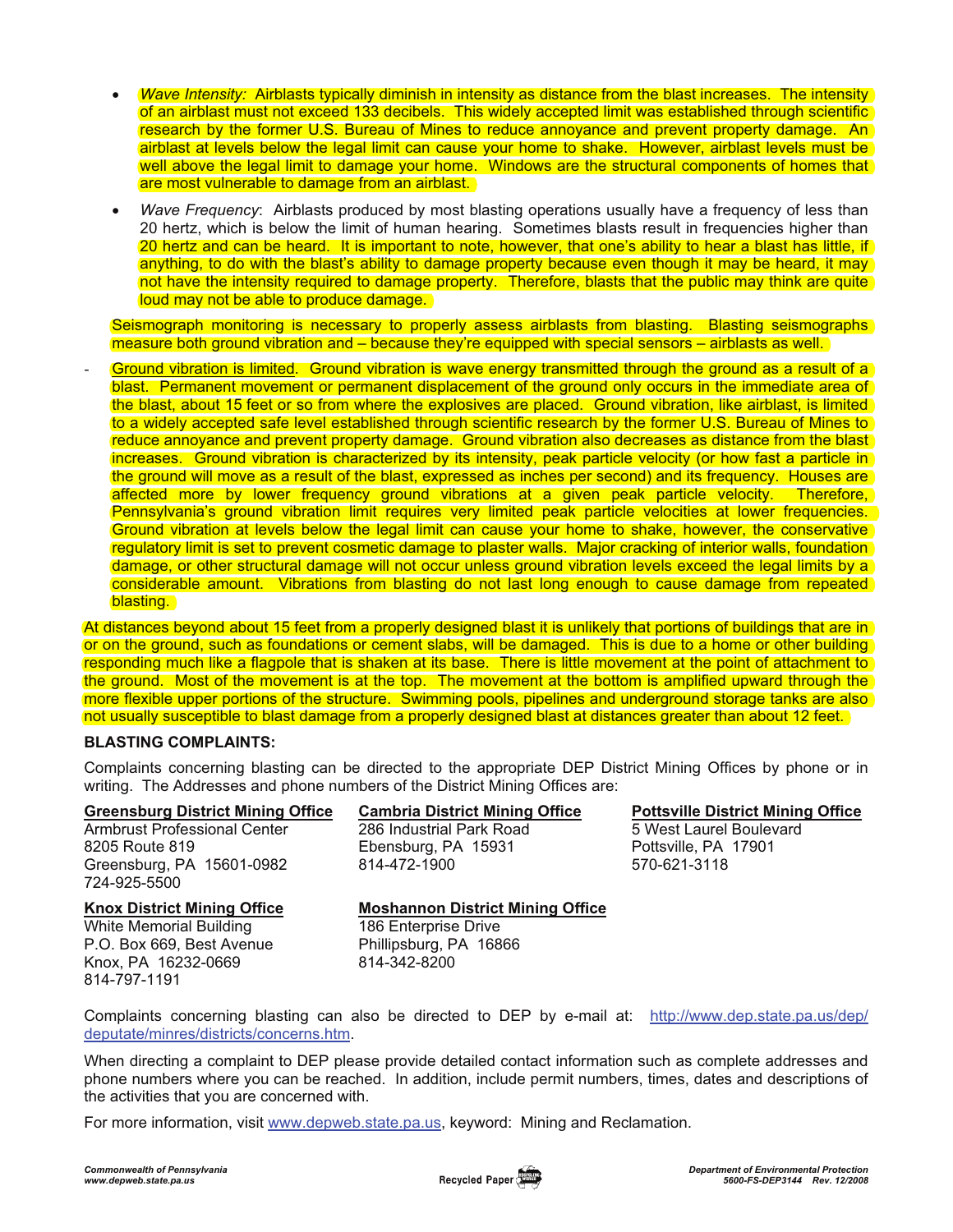- *Wave Intensity:* Airblasts typically diminish in intensity as distance from the blast increases. The intensity of an airblast must not exceed 133 decibels. This widely accepted limit was established through scientific research by the former U.S. Bureau of Mines to reduce annoyance and prevent property damage. An airblast at levels below the legal limit can cause your home to shake. However, airblast levels must be well above the legal limit to damage your home. Windows are the structural components of homes that are most vulnerable to damage from an airblast.
- *Wave Frequency*: Airblasts produced by most blasting operations usually have a frequency of less than 20 hertz, which is below the limit of human hearing. Sometimes blasts result in frequencies higher than 20 hertz and can be heard. It is important to note, however, that one's ability to hear a blast has little, if anything, to do with the blast's ability to damage property because even though it may be heard, it may not have the intensity required to damage property. Therefore, blasts that the public may think are quite loud may not be able to produce damage.

Seismograph monitoring is necessary to properly assess airblasts from blasting. Blasting seismographs measure both ground vibration and – because they're equipped with special sensors – airblasts as well.

- <u>Ground vibration is limited</u>. Ground vibration is wave energy transmitted through the ground as a result of a blast. Permanent movement or permanent displacement of the ground only occurs in the immediate area of the blast, about 15 feet or so from where the explosives are placed. Ground vibration, like airblast, is limited to a widely accepted safe level established through scientific research by the former U.S. Bureau of Mines to reduce annoyance and prevent property damage. Ground vibration also decreases as distance from the blast increases. Ground vibration is characterized by its intensity, peak particle velocity (or how fast a particle in the ground will move as a result of the blast, expressed as inches per second) and its frequency. Houses are affected more by lower frequency ground vibrations at a given peak particle velocity. Therefore, Pennsylvania's ground vibration limit requires very limited peak particle velocities at lower frequencies. Ground vibration at levels below the legal limit can cause your home to shake, however, the conservative regulatory limit is set to prevent cosmetic damage to plaster walls. Major cracking of interior walls, foundation damage, or other structural damage will not occur unless ground vibration levels exceed the legal limits by a considerable amount. Vibrations from blasting do not last long enough to cause damage from repeated blasting.

At distances beyond about 15 feet from a properly designed blast it is unlikely that portions of buildings that are in or on the ground, such as foundations or cement slabs, will be damaged. This is due to a home or other building responding much like a flagpole that is shaken at its base. There is little movement at the point of attachment to the ground. Most of the movement is at the top. The movement at the bottom is amplified upward through the more flexible upper portions of the structure. Swimming pools, pipelines and underground storage tanks are also not usually susceptible to blast damage from a properly designed blast at distances greater than about 12 feet.

**BLASTING COMPLAINTS:**

Complaints concerning blasting can be directed to the appropriate DEP District Mining Offices by phone or in writing. The Addresses and phone numbers of the District Mining Offices are:

**<u>Greensburg District Mining Office</u>**
Armbrust Professional Center
8205 Route 819
Greensburg, PA 15601-0982
724-925-5500

**<u>Cambria District Mining Office</u>**
286 Industrial Park Road
Ebensburg, PA 15931
814-472-1900

**<u>Pottsville District Mining Office</u>**
5 West Laurel Boulevard
Pottsville, PA 17901
570-621-3118

**<u>Knox District Mining Office</u>**
White Memorial Building
P.O. Box 669, Best Avenue
Knox, PA 16232-0669
814-797-1191

**<u>Moshannon District Mining Office</u>**
186 Enterprise Drive
Phillipsburg, PA 16866
814-342-8200

Complaints concerning blasting can also be directed to DEP by e-mail at: http://www.dep.state.pa.us/dep/deputate/minres/districts/concerns.htm.

When directing a complaint to DEP please provide detailed contact information such as complete addresses and phone numbers where you can be reached. In addition, include permit numbers, times, dates and descriptions of the activities that you are concerned with.

For more information, visit www.depweb.state.pa.us, keyword: Mining and Reclamation.

*Commonwealth of Pennsylvania*
*www.depweb.state.pa.us*

Recycled Paper

*Department of Environmental Protection*
*5600-FS-DEP3144 Rev. 12/2008*